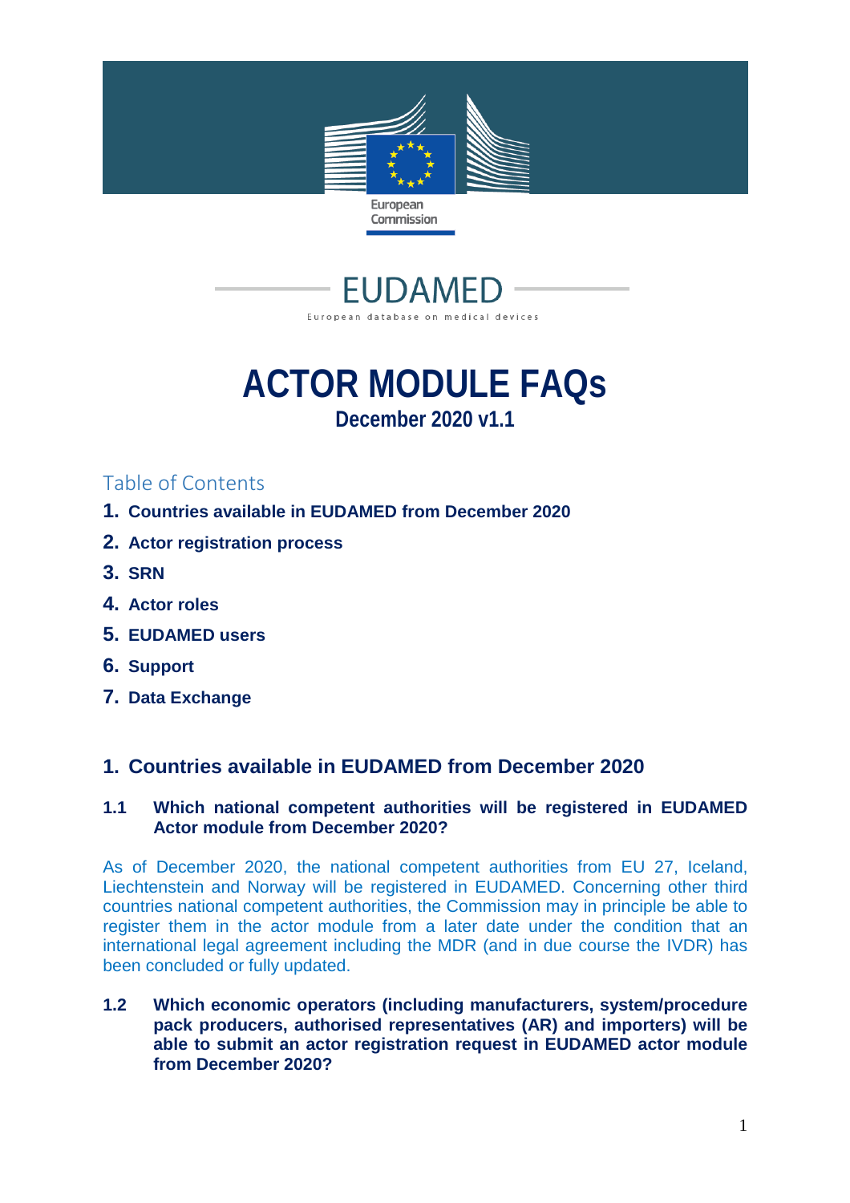European Commission

EUDAMED

European database on medical devices

# ACTOR MODULE FAQs

**December 2020 v1.1**

## Table of Contents

1. **Countries available in EUDAMED from December 2020**
2. **Actor registration process**
3. **SRN**
4. **Actor roles**
5. **EUDAMED users**
6. **Support**
7. **Data Exchange**

## 1. Countries available in EUDAMED from December 2020

### 1.1 Which national competent authorities will be registered in EUDAMED Actor module from December 2020?

As of December 2020, the national competent authorities from EU 27, Iceland, Liechtenstein and Norway will be registered in EUDAMED. Concerning other third countries national competent authorities, the Commission may in principle be able to register them in the actor module from a later date under the condition that an international legal agreement including the MDR (and in due course the IVDR) has been concluded or fully updated.

### 1.2 Which economic operators (including manufacturers, system/procedure pack producers, authorised representatives (AR) and importers) will be able to submit an actor registration request in EUDAMED actor module from December 2020?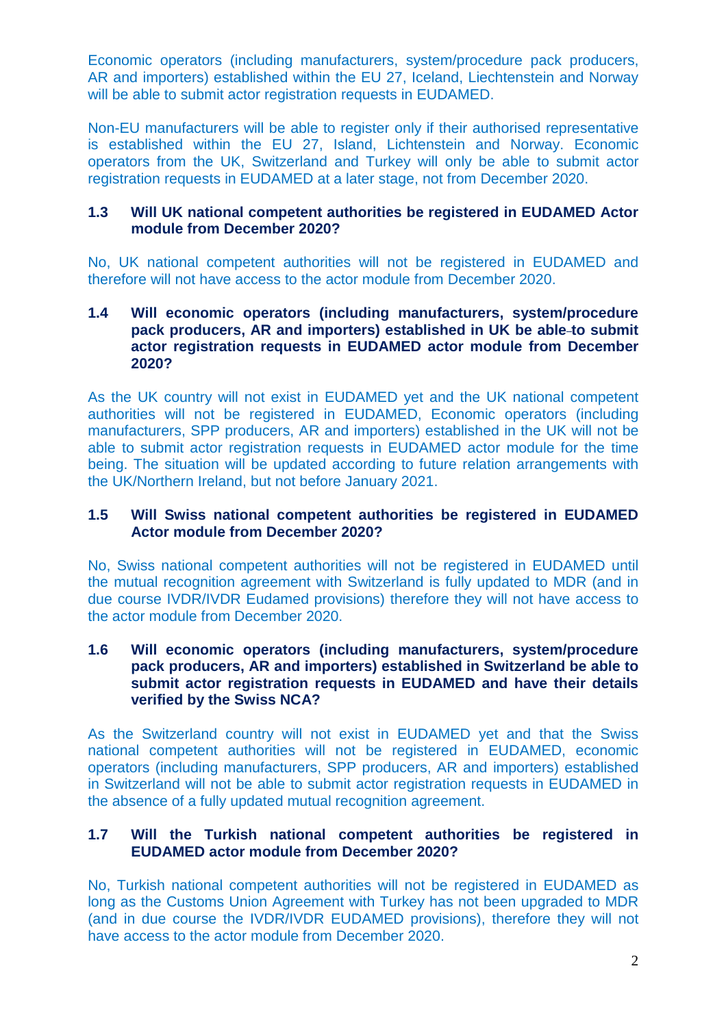Economic operators (including manufacturers, system/procedure pack producers, AR and importers) established within the EU 27, Iceland, Liechtenstein and Norway will be able to submit actor registration requests in EUDAMED.

Non-EU manufacturers will be able to register only if their authorised representative is established within the EU 27, Island, Lichtenstein and Norway. Economic operators from the UK, Switzerland and Turkey will only be able to submit actor registration requests in EUDAMED at a later stage, not from December 2020.

### 1.3 Will UK national competent authorities be registered in EUDAMED Actor module from December 2020?

No, UK national competent authorities will not be registered in EUDAMED and therefore will not have access to the actor module from December 2020.

### 1.4 Will economic operators (including manufacturers, system/procedure pack producers, AR and importers) established in UK be able to submit actor registration requests in EUDAMED actor module from December 2020?

As the UK country will not exist in EUDAMED yet and the UK national competent authorities will not be registered in EUDAMED, Economic operators (including manufacturers, SPP producers, AR and importers) established in the UK will not be able to submit actor registration requests in EUDAMED actor module for the time being. The situation will be updated according to future relation arrangements with the UK/Northern Ireland, but not before January 2021.

### 1.5 Will Swiss national competent authorities be registered in EUDAMED Actor module from December 2020?

No, Swiss national competent authorities will not be registered in EUDAMED until the mutual recognition agreement with Switzerland is fully updated to MDR (and in due course IVDR/IVDR Eudamed provisions) therefore they will not have access to the actor module from December 2020.

### 1.6 Will economic operators (including manufacturers, system/procedure pack producers, AR and importers) established in Switzerland be able to submit actor registration requests in EUDAMED and have their details verified by the Swiss NCA?

As the Switzerland country will not exist in EUDAMED yet and that the Swiss national competent authorities will not be registered in EUDAMED, economic operators (including manufacturers, SPP producers, AR and importers) established in Switzerland will not be able to submit actor registration requests in EUDAMED in the absence of a fully updated mutual recognition agreement.

### 1.7 Will the Turkish national competent authorities be registered in EUDAMED actor module from December 2020?

No, Turkish national competent authorities will not be registered in EUDAMED as long as the Customs Union Agreement with Turkey has not been upgraded to MDR (and in due course the IVDR/IVDR EUDAMED provisions), therefore they will not have access to the actor module from December 2020.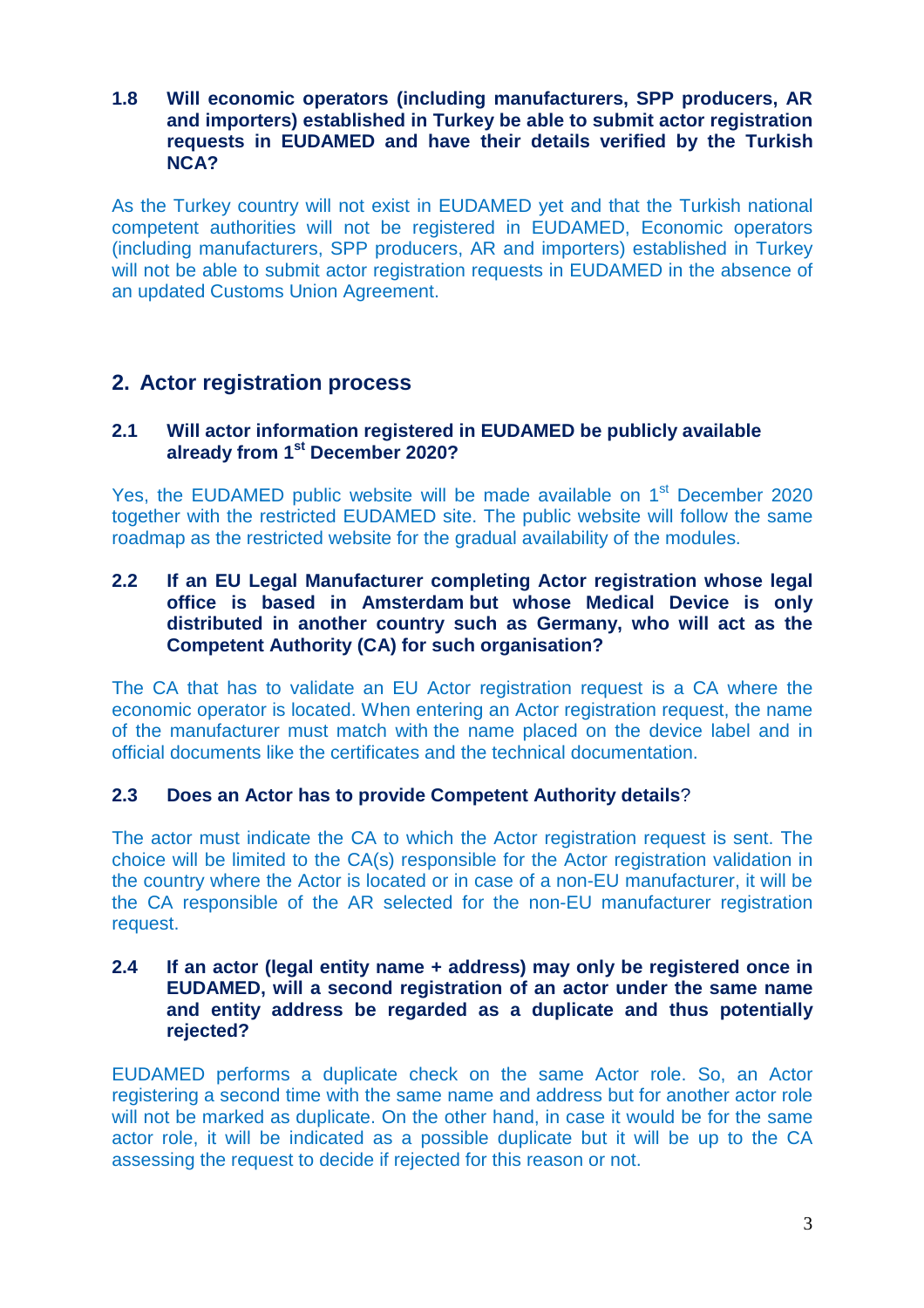**1.8 Will economic operators (including manufacturers, SPP producers, AR and importers) established in Turkey be able to submit actor registration requests in EUDAMED and have their details verified by the Turkish NCA?**

As the Turkey country will not exist in EUDAMED yet and that the Turkish national competent authorities will not be registered in EUDAMED, Economic operators (including manufacturers, SPP producers, AR and importers) established in Turkey will not be able to submit actor registration requests in EUDAMED in the absence of an updated Customs Union Agreement.

## 2. Actor registration process

**2.1 Will actor information registered in EUDAMED be publicly available already from 1st December 2020?**

Yes, the EUDAMED public website will be made available on 1st December 2020 together with the restricted EUDAMED site. The public website will follow the same roadmap as the restricted website for the gradual availability of the modules.

**2.2 If an EU Legal Manufacturer completing Actor registration whose legal office is based in Amsterdam but whose Medical Device is only distributed in another country such as Germany, who will act as the Competent Authority (CA) for such organisation?**

The CA that has to validate an EU Actor registration request is a CA where the economic operator is located. When entering an Actor registration request, the name of the manufacturer must match with the name placed on the device label and in official documents like the certificates and the technical documentation.

**2.3 Does an Actor has to provide Competent Authority details**?

The actor must indicate the CA to which the Actor registration request is sent. The choice will be limited to the CA(s) responsible for the Actor registration validation in the country where the Actor is located or in case of a non-EU manufacturer, it will be the CA responsible of the AR selected for the non-EU manufacturer registration request.

**2.4 If an actor (legal entity name + address) may only be registered once in EUDAMED, will a second registration of an actor under the same name and entity address be regarded as a duplicate and thus potentially rejected?**

EUDAMED performs a duplicate check on the same Actor role. So, an Actor registering a second time with the same name and address but for another actor role will not be marked as duplicate. On the other hand, in case it would be for the same actor role, it will be indicated as a possible duplicate but it will be up to the CA assessing the request to decide if rejected for this reason or not.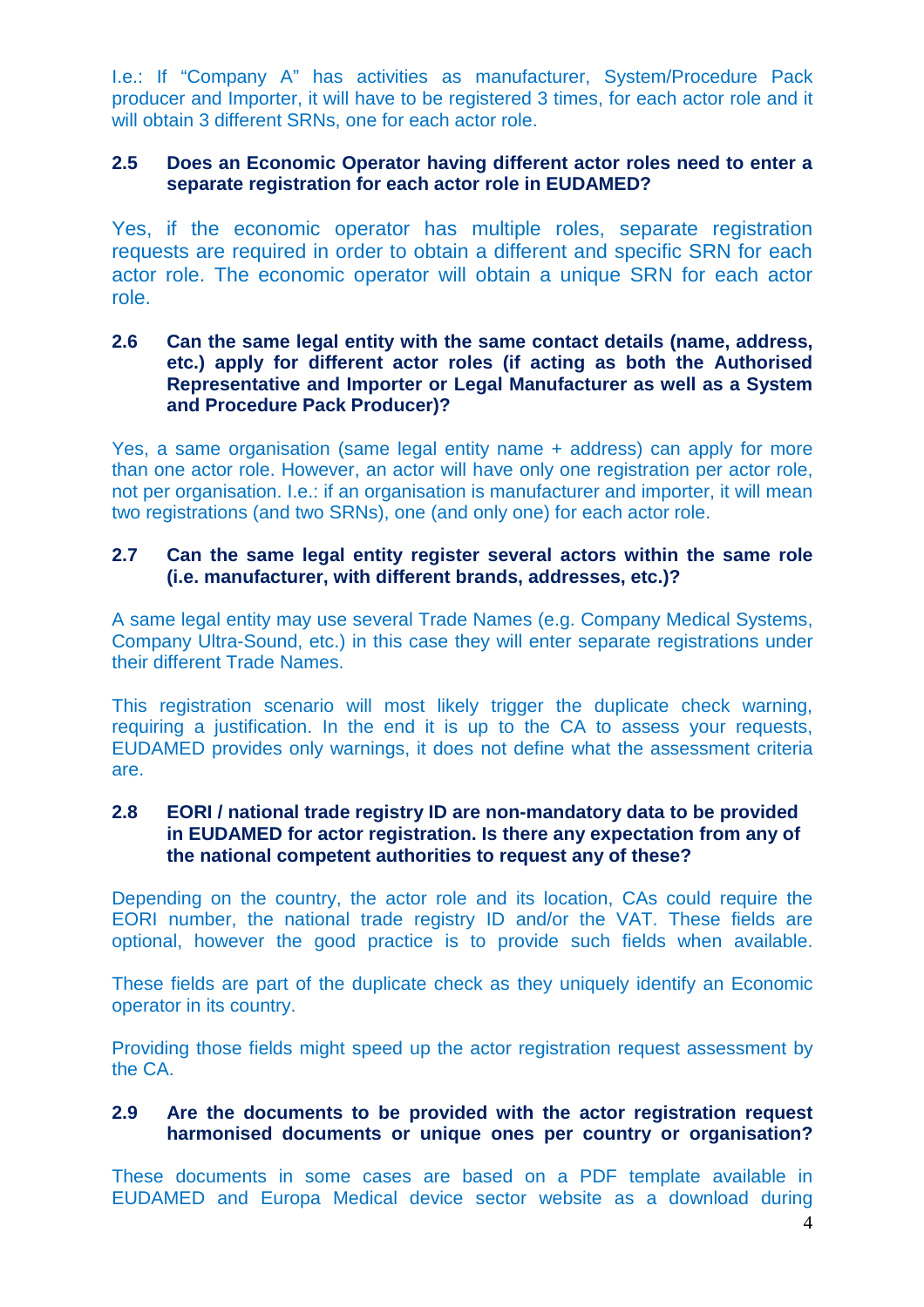I.e.: If "Company A" has activities as manufacturer, System/Procedure Pack producer and Importer, it will have to be registered 3 times, for each actor role and it will obtain 3 different SRNs, one for each actor role.

### 2.5 Does an Economic Operator having different actor roles need to enter a separate registration for each actor role in EUDAMED?

Yes, if the economic operator has multiple roles, separate registration requests are required in order to obtain a different and specific SRN for each actor role. The economic operator will obtain a unique SRN for each actor role.

### 2.6 Can the same legal entity with the same contact details (name, address, etc.) apply for different actor roles (if acting as both the Authorised Representative and Importer or Legal Manufacturer as well as a System and Procedure Pack Producer)?

Yes, a same organisation (same legal entity name + address) can apply for more than one actor role. However, an actor will have only one registration per actor role, not per organisation. I.e.: if an organisation is manufacturer and importer, it will mean two registrations (and two SRNs), one (and only one) for each actor role.

### 2.7 Can the same legal entity register several actors within the same role (i.e. manufacturer, with different brands, addresses, etc.)?

A same legal entity may use several Trade Names (e.g. Company Medical Systems, Company Ultra-Sound, etc.) in this case they will enter separate registrations under their different Trade Names.

This registration scenario will most likely trigger the duplicate check warning, requiring a justification. In the end it is up to the CA to assess your requests, EUDAMED provides only warnings, it does not define what the assessment criteria are.

### 2.8 EORI / national trade registry ID are non-mandatory data to be provided in EUDAMED for actor registration. Is there any expectation from any of the national competent authorities to request any of these?

Depending on the country, the actor role and its location, CAs could require the EORI number, the national trade registry ID and/or the VAT. These fields are optional, however the good practice is to provide such fields when available.

These fields are part of the duplicate check as they uniquely identify an Economic operator in its country.

Providing those fields might speed up the actor registration request assessment by the CA.

### 2.9 Are the documents to be provided with the actor registration request harmonised documents or unique ones per country or organisation?

These documents in some cases are based on a PDF template available in EUDAMED and Europa Medical device sector website as a download during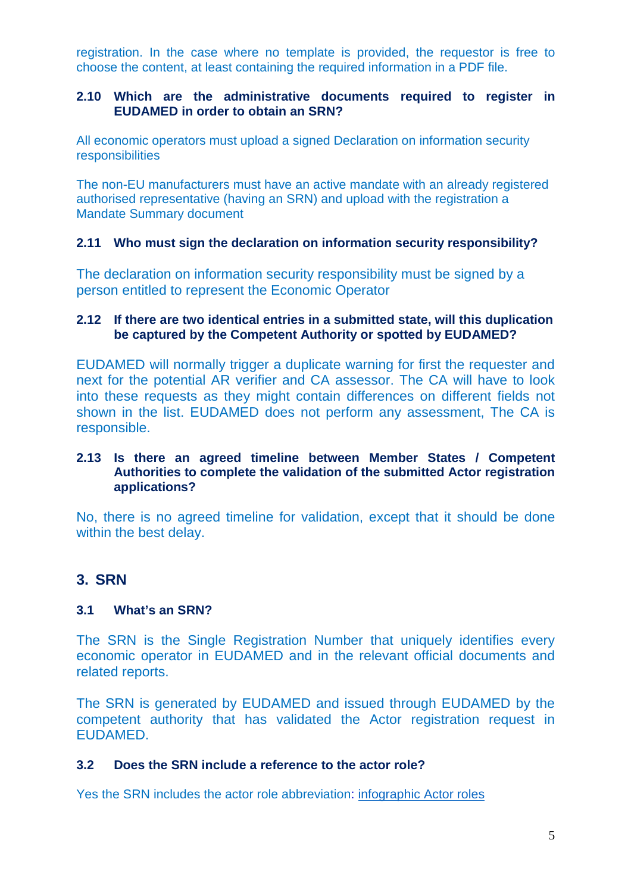registration. In the case where no template is provided, the requestor is free to choose the content, at least containing the required information in a PDF file.

### 2.10 Which are the administrative documents required to register in EUDAMED in order to obtain an SRN?

All economic operators must upload a signed Declaration on information security responsibilities

The non-EU manufacturers must have an active mandate with an already registered authorised representative (having an SRN) and upload with the registration a Mandate Summary document

### 2.11 Who must sign the declaration on information security responsibility?

The declaration on information security responsibility must be signed by a person entitled to represent the Economic Operator

### 2.12 If there are two identical entries in a submitted state, will this duplication be captured by the Competent Authority or spotted by EUDAMED?

EUDAMED will normally trigger a duplicate warning for first the requester and next for the potential AR verifier and CA assessor. The CA will have to look into these requests as they might contain differences on different fields not shown in the list. EUDAMED does not perform any assessment, The CA is responsible.

### 2.13 Is there an agreed timeline between Member States / Competent Authorities to complete the validation of the submitted Actor registration applications?

No, there is no agreed timeline for validation, except that it should be done within the best delay.

## 3. SRN

### 3.1 What's an SRN?

The SRN is the Single Registration Number that uniquely identifies every economic operator in EUDAMED and in the relevant official documents and related reports.

The SRN is generated by EUDAMED and issued through EUDAMED by the competent authority that has validated the Actor registration request in EUDAMED.

### 3.2 Does the SRN include a reference to the actor role?

Yes the SRN includes the actor role abbreviation: infographic Actor roles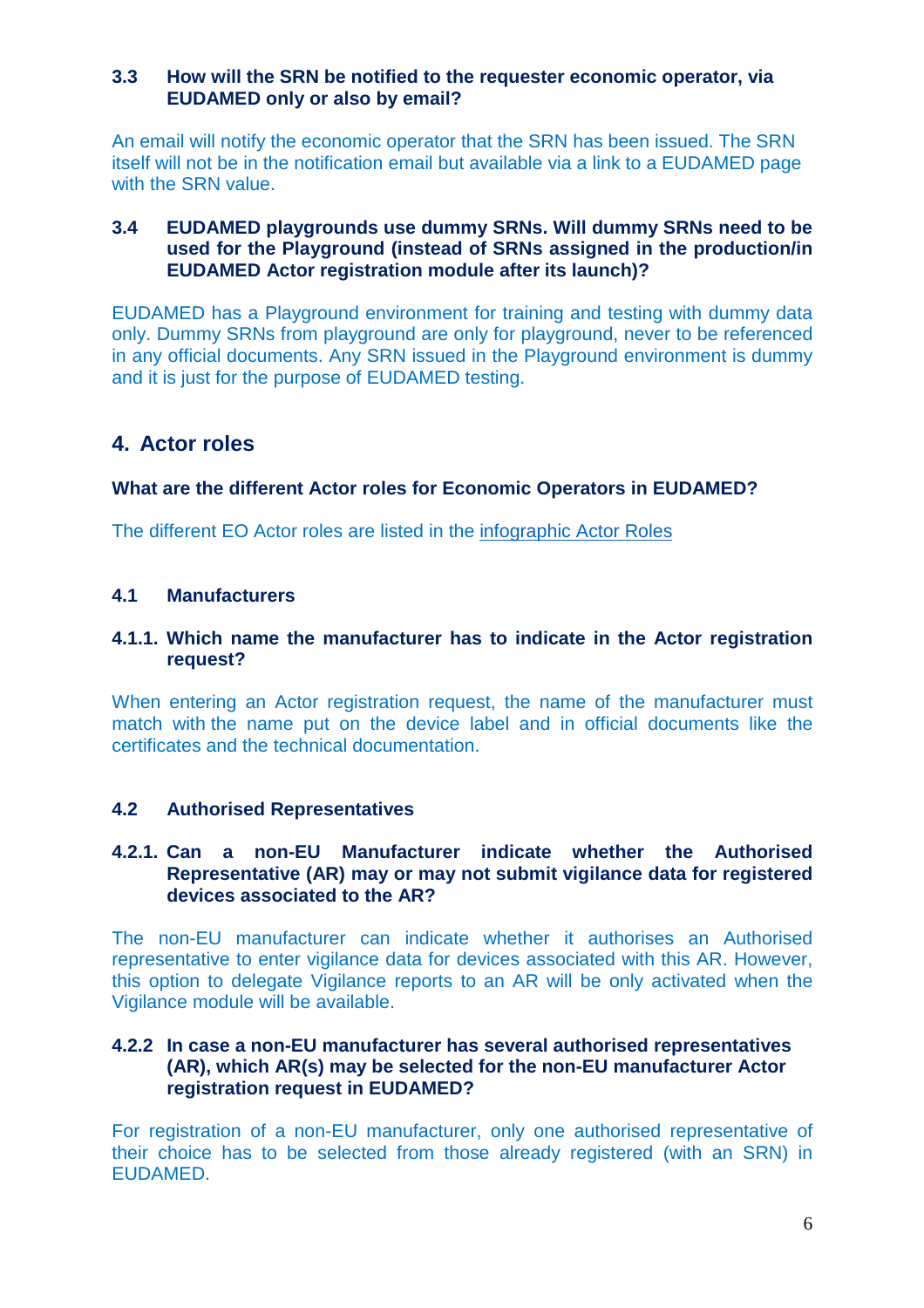### 3.3 How will the SRN be notified to the requester economic operator, via EUDAMED only or also by email?

An email will notify the economic operator that the SRN has been issued. The SRN itself will not be in the notification email but available via a link to a EUDAMED page with the SRN value.

### 3.4 EUDAMED playgrounds use dummy SRNs. Will dummy SRNs need to be used for the Playground (instead of SRNs assigned in the production/in EUDAMED Actor registration module after its launch)?

EUDAMED has a Playground environment for training and testing with dummy data only. Dummy SRNs from playground are only for playground, never to be referenced in any official documents. Any SRN issued in the Playground environment is dummy and it is just for the purpose of EUDAMED testing.

## 4. Actor roles

**What are the different Actor roles for Economic Operators in EUDAMED?**

The different EO Actor roles are listed in the infographic Actor Roles

### 4.1 Manufacturers

#### 4.1.1. Which name the manufacturer has to indicate in the Actor registration request?

When entering an Actor registration request, the name of the manufacturer must match with the name put on the device label and in official documents like the certificates and the technical documentation.

### 4.2 Authorised Representatives

#### 4.2.1. Can a non-EU Manufacturer indicate whether the Authorised Representative (AR) may or may not submit vigilance data for registered devices associated to the AR?

The non-EU manufacturer can indicate whether it authorises an Authorised representative to enter vigilance data for devices associated with this AR. However, this option to delegate Vigilance reports to an AR will be only activated when the Vigilance module will be available.

#### 4.2.2 In case a non-EU manufacturer has several authorised representatives (AR), which AR(s) may be selected for the non-EU manufacturer Actor registration request in EUDAMED?

For registration of a non-EU manufacturer, only one authorised representative of their choice has to be selected from those already registered (with an SRN) in EUDAMED.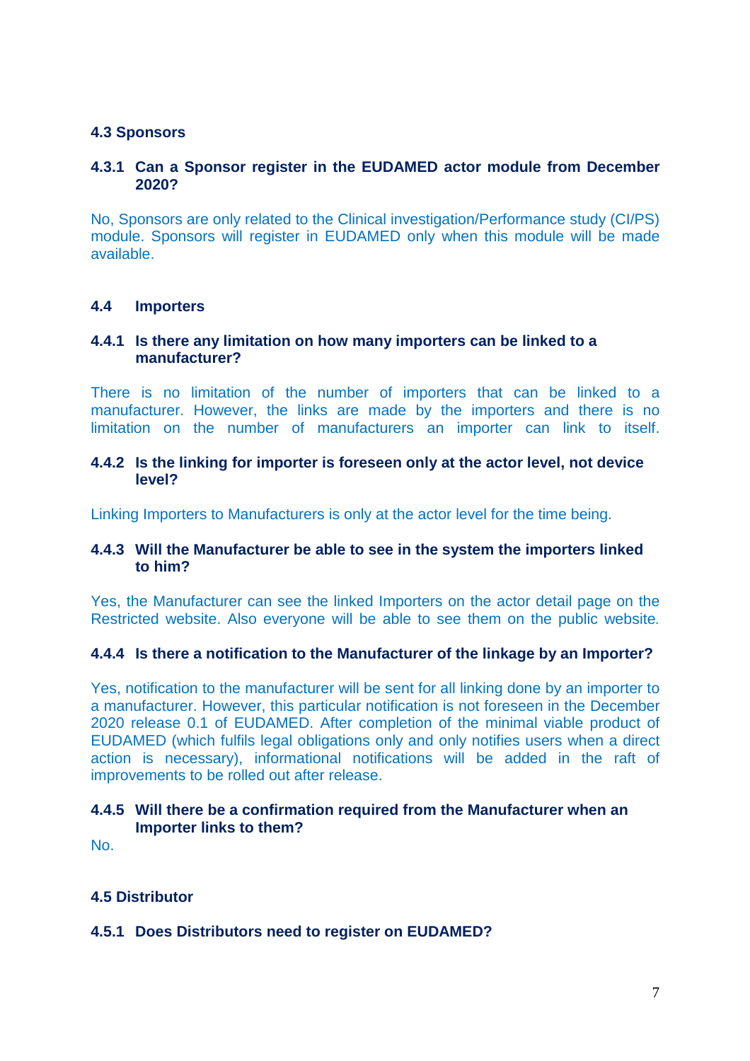### 4.3 Sponsors

#### 4.3.1 Can a Sponsor register in the EUDAMED actor module from December 2020?

No, Sponsors are only related to the Clinical investigation/Performance study (CI/PS) module. Sponsors will register in EUDAMED only when this module will be made available.

### 4.4 Importers

#### 4.4.1 Is there any limitation on how many importers can be linked to a manufacturer?

There is no limitation of the number of importers that can be linked to a manufacturer. However, the links are made by the importers and there is no limitation on the number of manufacturers an importer can link to itself.

#### 4.4.2 Is the linking for importer is foreseen only at the actor level, not device level?

Linking Importers to Manufacturers is only at the actor level for the time being.

#### 4.4.3 Will the Manufacturer be able to see in the system the importers linked to him?

Yes, the Manufacturer can see the linked Importers on the actor detail page on the Restricted website. Also everyone will be able to see them on the public website.

#### 4.4.4 Is there a notification to the Manufacturer of the linkage by an Importer?

Yes, notification to the manufacturer will be sent for all linking done by an importer to a manufacturer. However, this particular notification is not foreseen in the December 2020 release 0.1 of EUDAMED. After completion of the minimal viable product of EUDAMED (which fulfils legal obligations only and only notifies users when a direct action is necessary), informational notifications will be added in the raft of improvements to be rolled out after release.

#### 4.4.5 Will there be a confirmation required from the Manufacturer when an Importer links to them?

No.

### 4.5 Distributor

#### 4.5.1 Does Distributors need to register on EUDAMED?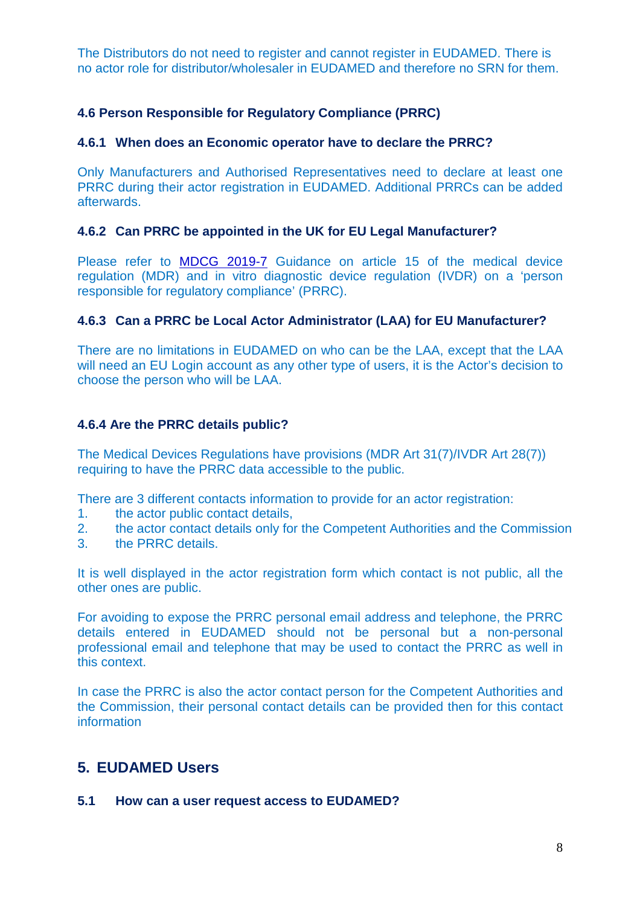The Distributors do not need to register and cannot register in EUDAMED. There is no actor role for distributor/wholesaler in EUDAMED and therefore no SRN for them.

### 4.6 Person Responsible for Regulatory Compliance (PRRC)

#### 4.6.1 When does an Economic operator have to declare the PRRC?

Only Manufacturers and Authorised Representatives need to declare at least one PRRC during their actor registration in EUDAMED. Additional PRRCs can be added afterwards.

#### 4.6.2 Can PRRC be appointed in the UK for EU Legal Manufacturer?

Please refer to [MDCG 2019-7] Guidance on article 15 of the medical device regulation (MDR) and in vitro diagnostic device regulation (IVDR) on a 'person responsible for regulatory compliance' (PRRC).

#### 4.6.3 Can a PRRC be Local Actor Administrator (LAA) for EU Manufacturer?

There are no limitations in EUDAMED on who can be the LAA, except that the LAA will need an EU Login account as any other type of users, it is the Actor's decision to choose the person who will be LAA.

#### 4.6.4 Are the PRRC details public?

The Medical Devices Regulations have provisions (MDR Art 31(7)/IVDR Art 28(7)) requiring to have the PRRC data accessible to the public.

There are 3 different contacts information to provide for an actor registration:

1. the actor public contact details,
2. the actor contact details only for the Competent Authorities and the Commission
3. the PRRC details.

It is well displayed in the actor registration form which contact is not public, all the other ones are public.

For avoiding to expose the PRRC personal email address and telephone, the PRRC details entered in EUDAMED should not be personal but a non-personal professional email and telephone that may be used to contact the PRRC as well in this context.

In case the PRRC is also the actor contact person for the Competent Authorities and the Commission, their personal contact details can be provided then for this contact information

## 5. EUDAMED Users

### 5.1 How can a user request access to EUDAMED?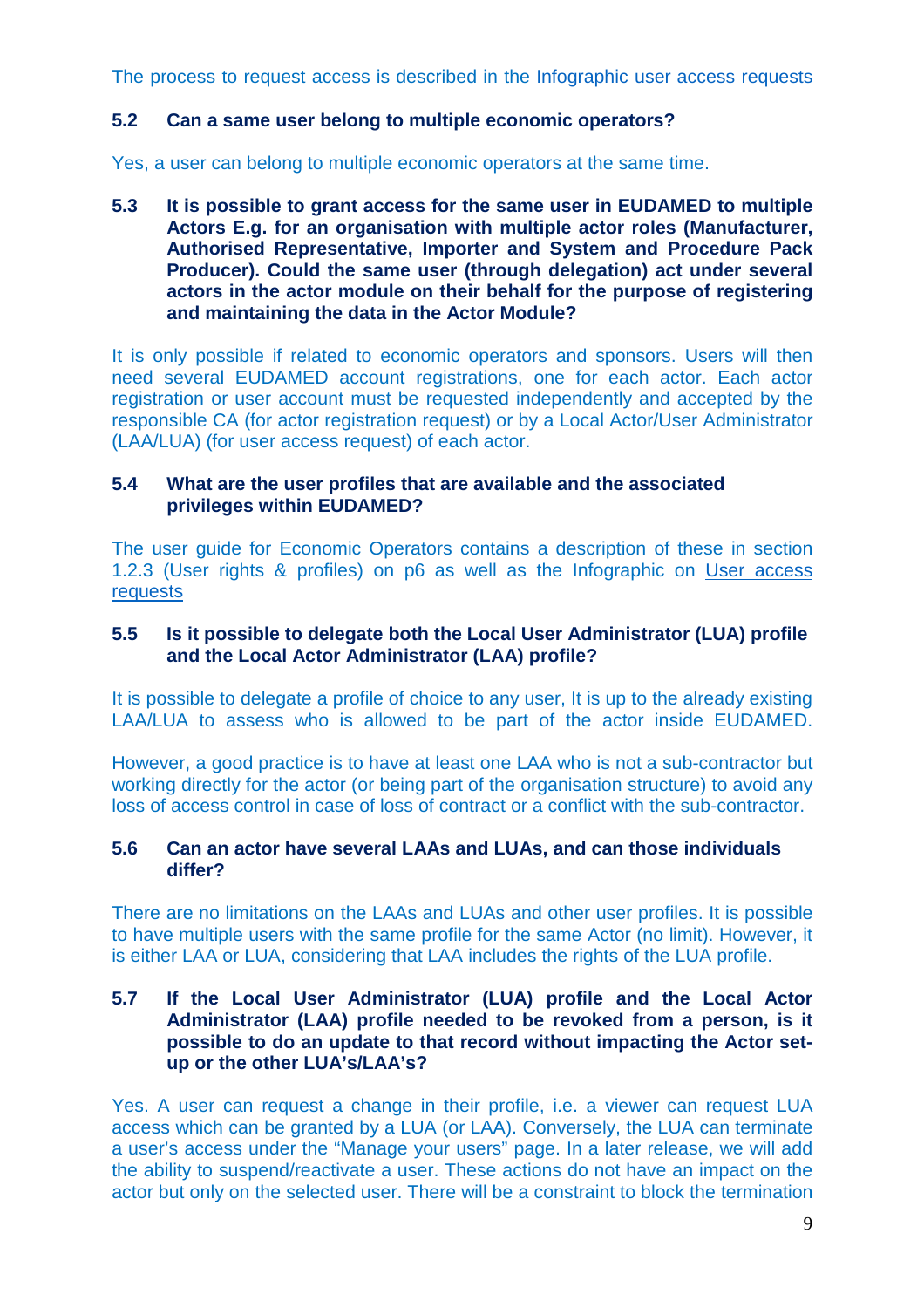The process to request access is described in the Infographic user access requests

### 5.2 Can a same user belong to multiple economic operators?

Yes, a user can belong to multiple economic operators at the same time.

### 5.3 It is possible to grant access for the same user in EUDAMED to multiple Actors E.g. for an organisation with multiple actor roles (Manufacturer, Authorised Representative, Importer and System and Procedure Pack Producer). Could the same user (through delegation) act under several actors in the actor module on their behalf for the purpose of registering and maintaining the data in the Actor Module?

It is only possible if related to economic operators and sponsors. Users will then need several EUDAMED account registrations, one for each actor. Each actor registration or user account must be requested independently and accepted by the responsible CA (for actor registration request) or by a Local Actor/User Administrator (LAA/LUA) (for user access request) of each actor.

### 5.4 What are the user profiles that are available and the associated privileges within EUDAMED?

The user guide for Economic Operators contains a description of these in section 1.2.3 (User rights & profiles) on p6 as well as the Infographic on User access requests

### 5.5 Is it possible to delegate both the Local User Administrator (LUA) profile and the Local Actor Administrator (LAA) profile?

It is possible to delegate a profile of choice to any user, It is up to the already existing LAA/LUA to assess who is allowed to be part of the actor inside EUDAMED.

However, a good practice is to have at least one LAA who is not a sub-contractor but working directly for the actor (or being part of the organisation structure) to avoid any loss of access control in case of loss of contract or a conflict with the sub-contractor.

### 5.6 Can an actor have several LAAs and LUAs, and can those individuals differ?

There are no limitations on the LAAs and LUAs and other user profiles. It is possible to have multiple users with the same profile for the same Actor (no limit). However, it is either LAA or LUA, considering that LAA includes the rights of the LUA profile.

### 5.7 If the Local User Administrator (LUA) profile and the Local Actor Administrator (LAA) profile needed to be revoked from a person, is it possible to do an update to that record without impacting the Actor set-up or the other LUA's/LAA's?

Yes. A user can request a change in their profile, i.e. a viewer can request LUA access which can be granted by a LUA (or LAA). Conversely, the LUA can terminate a user's access under the "Manage your users" page. In a later release, we will add the ability to suspend/reactivate a user. These actions do not have an impact on the actor but only on the selected user. There will be a constraint to block the termination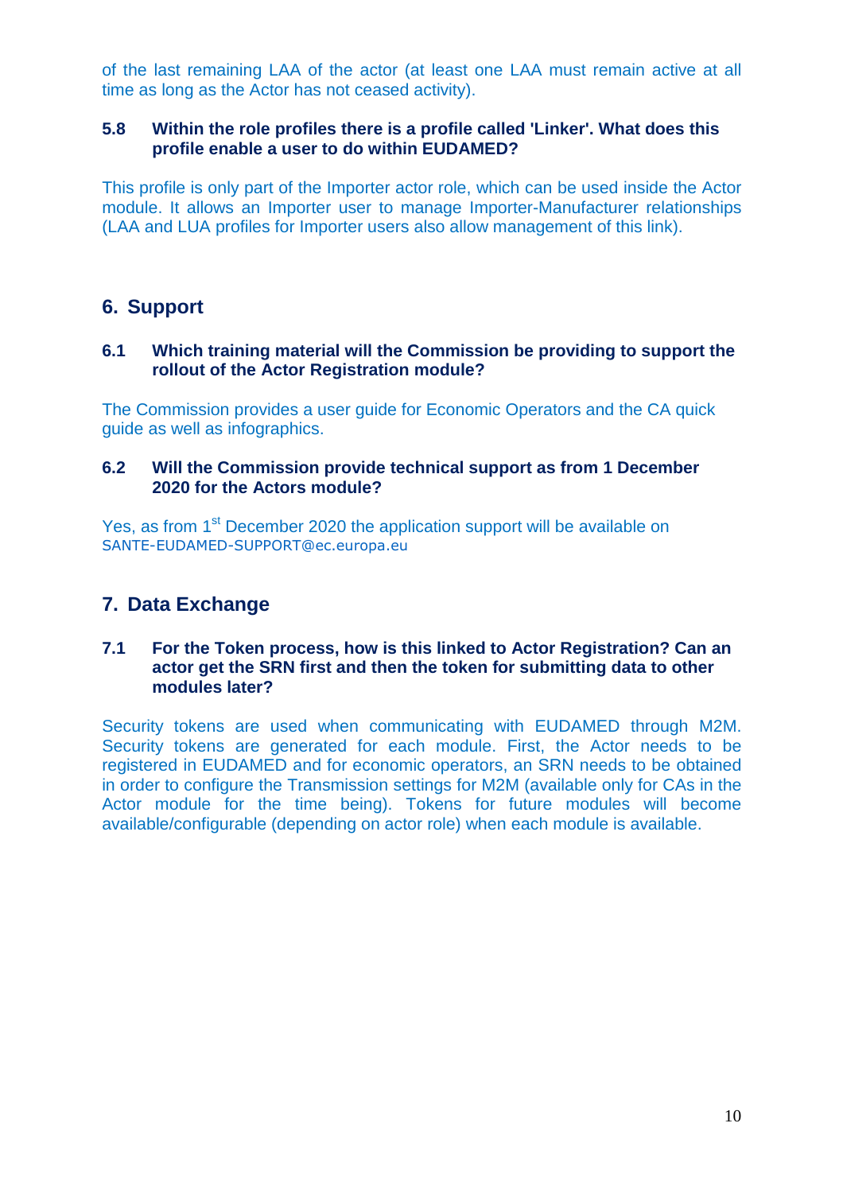of the last remaining LAA of the actor (at least one LAA must remain active at all time as long as the Actor has not ceased activity).

### 5.8 Within the role profiles there is a profile called 'Linker'. What does this profile enable a user to do within EUDAMED?

This profile is only part of the Importer actor role, which can be used inside the Actor module. It allows an Importer user to manage Importer-Manufacturer relationships (LAA and LUA profiles for Importer users also allow management of this link).

## 6. Support

### 6.1 Which training material will the Commission be providing to support the rollout of the Actor Registration module?

The Commission provides a user guide for Economic Operators and the CA quick guide as well as infographics.

### 6.2 Will the Commission provide technical support as from 1 December 2020 for the Actors module?

Yes, as from 1st December 2020 the application support will be available on SANTE-EUDAMED-SUPPORT@ec.europa.eu

## 7. Data Exchange

### 7.1 For the Token process, how is this linked to Actor Registration? Can an actor get the SRN first and then the token for submitting data to other modules later?

Security tokens are used when communicating with EUDAMED through M2M. Security tokens are generated for each module. First, the Actor needs to be registered in EUDAMED and for economic operators, an SRN needs to be obtained in order to configure the Transmission settings for M2M (available only for CAs in the Actor module for the time being). Tokens for future modules will become available/configurable (depending on actor role) when each module is available.